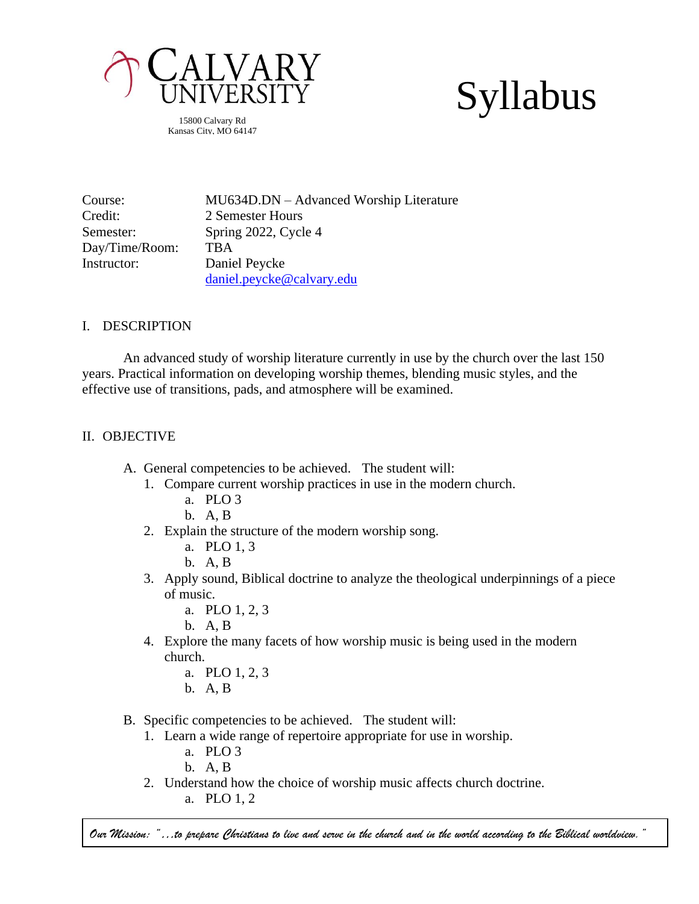CALVARY UNIVERSITY

15800 Calvary Rd
Kansas City, MO 64147

# Syllabus

| | |
|---|---|
| Course: | MU634D.DN – Advanced Worship Literature |
| Credit: | 2 Semester Hours |
| Semester: | Spring 2022, Cycle 4 |
| Day/Time/Room: | TBA |
| Instructor: | Daniel Peycke<br>daniel.peycke@calvary.edu |

## I. DESCRIPTION

An advanced study of worship literature currently in use by the church over the last 150 years. Practical information on developing worship themes, blending music styles, and the effective use of transitions, pads, and atmosphere will be examined.

## II. OBJECTIVE

A. General competencies to be achieved. The student will:
   1. Compare current worship practices in use in the modern church.
      a. PLO 3
      b. A, B
   2. Explain the structure of the modern worship song.
      a. PLO 1, 3
      b. A, B
   3. Apply sound, Biblical doctrine to analyze the theological underpinnings of a piece of music.
      a. PLO 1, 2, 3
      b. A, B
   4. Explore the many facets of how worship music is being used in the modern church.
      a. PLO 1, 2, 3
      b. A, B

B. Specific competencies to be achieved. The student will:
   1. Learn a wide range of repertoire appropriate for use in worship.
      a. PLO 3
      b. A, B
   2. Understand how the choice of worship music affects church doctrine.
      a. PLO 1, 2

*Our Mission: "…to prepare Christians to live and serve in the church and in the world according to the Biblical worldview."*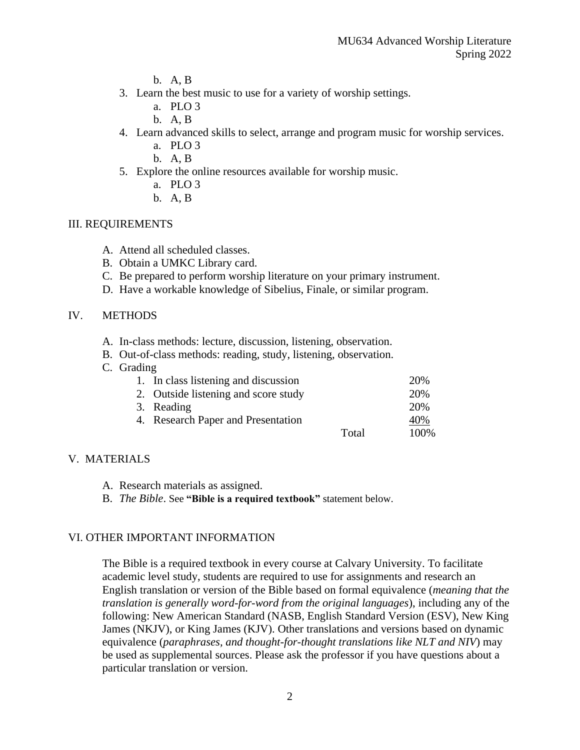b. A, B

3. Learn the best music to use for a variety of worship settings.
   a. PLO 3
   b. A, B
4. Learn advanced skills to select, arrange and program music for worship services.
   a. PLO 3
   b. A, B
5. Explore the online resources available for worship music.
   a. PLO 3
   b. A, B

## III. REQUIREMENTS

A. Attend all scheduled classes.
B. Obtain a UMKC Library card.
C. Be prepared to perform worship literature on your primary instrument.
D. Have a workable knowledge of Sibelius, Finale, or similar program.

## IV. METHODS

A. In-class methods: lecture, discussion, listening, observation.
B. Out-of-class methods: reading, study, listening, observation.
C. Grading

| | | |
|---|---|---|
| 1. In class listening and discussion | | 20% |
| 2. Outside listening and score study | | 20% |
| 3. Reading | | 20% |
| 4. Research Paper and Presentation | | 40% |
| | Total | 100% |

## V. MATERIALS

A. Research materials as assigned.
B. *The Bible*. See **"Bible is a required textbook"** statement below.

## VI. OTHER IMPORTANT INFORMATION

The Bible is a required textbook in every course at Calvary University. To facilitate academic level study, students are required to use for assignments and research an English translation or version of the Bible based on formal equivalence (*meaning that the translation is generally word-for-word from the original languages*), including any of the following: New American Standard (NASB, English Standard Version (ESV), New King James (NKJV), or King James (KJV). Other translations and versions based on dynamic equivalence (*paraphrases, and thought-for-thought translations like NLT and NIV*) may be used as supplemental sources. Please ask the professor if you have questions about a particular translation or version.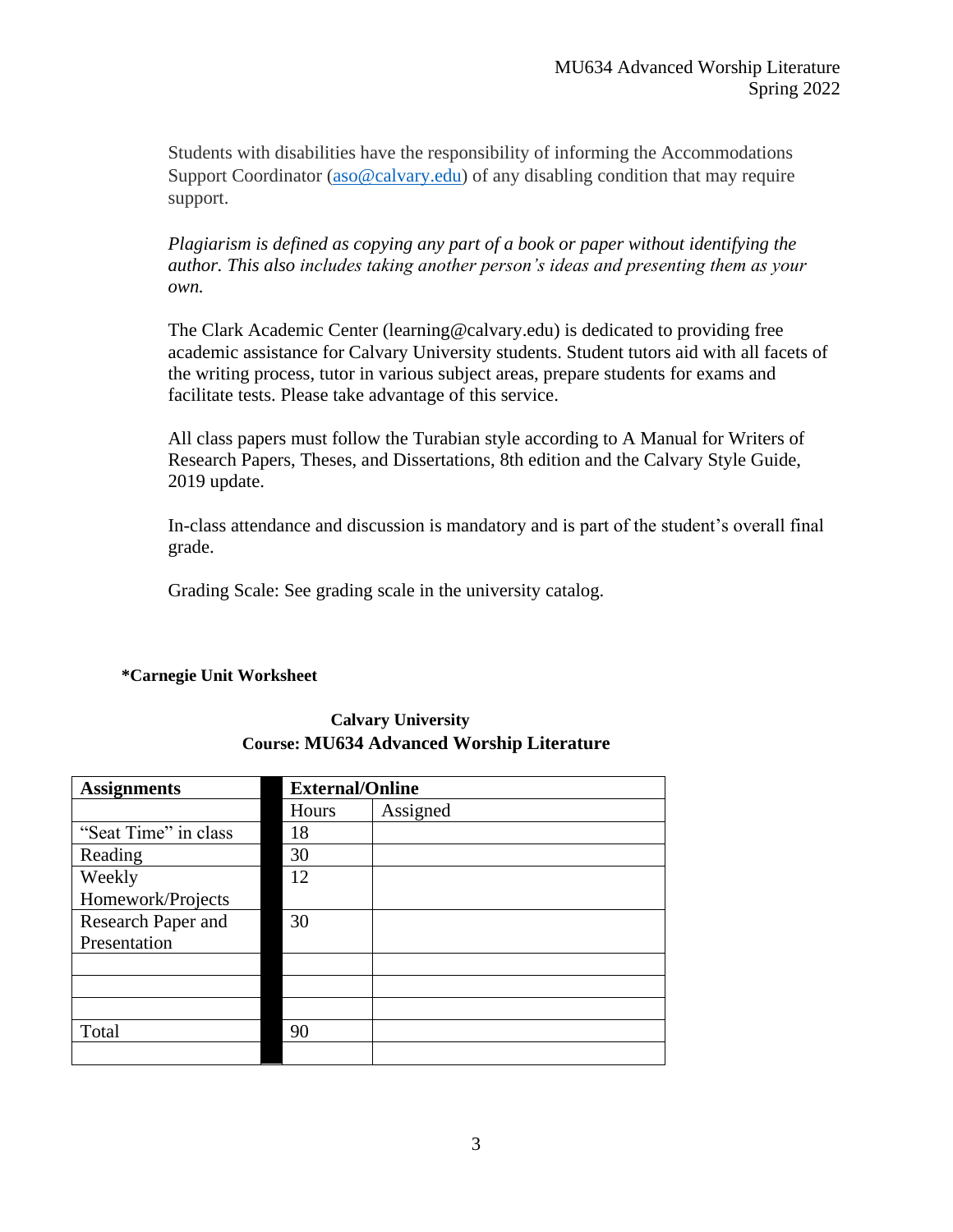Students with disabilities have the responsibility of informing the Accommodations Support Coordinator ([aso@calvary.edu](mailto:aso@calvary.edu)) of any disabling condition that may require support.

*Plagiarism is defined as copying any part of a book or paper without identifying the author. This also includes taking another person's ideas and presenting them as your own.*

The Clark Academic Center (learning@calvary.edu) is dedicated to providing free academic assistance for Calvary University students. Student tutors aid with all facets of the writing process, tutor in various subject areas, prepare students for exams and facilitate tests. Please take advantage of this service.

All class papers must follow the Turabian style according to A Manual for Writers of Research Papers, Theses, and Dissertations, 8th edition and the Calvary Style Guide, 2019 update.

In-class attendance and discussion is mandatory and is part of the student's overall final grade.

Grading Scale: See grading scale in the university catalog.

**\*Carnegie Unit Worksheet**

**Calvary University**
**Course: MU634 Advanced Worship Literature**

| **Assignments** | | **External/Online** | |
|---|---|---|---|
| | | Hours | Assigned |
| "Seat Time" in class | | 18 | |
| Reading | | 30 | |
| Weekly Homework/Projects | | 12 | |
| Research Paper and Presentation | | 30 | |
| | | | |
| | | | |
| | | | |
| Total | | 90 | |
| | | | |